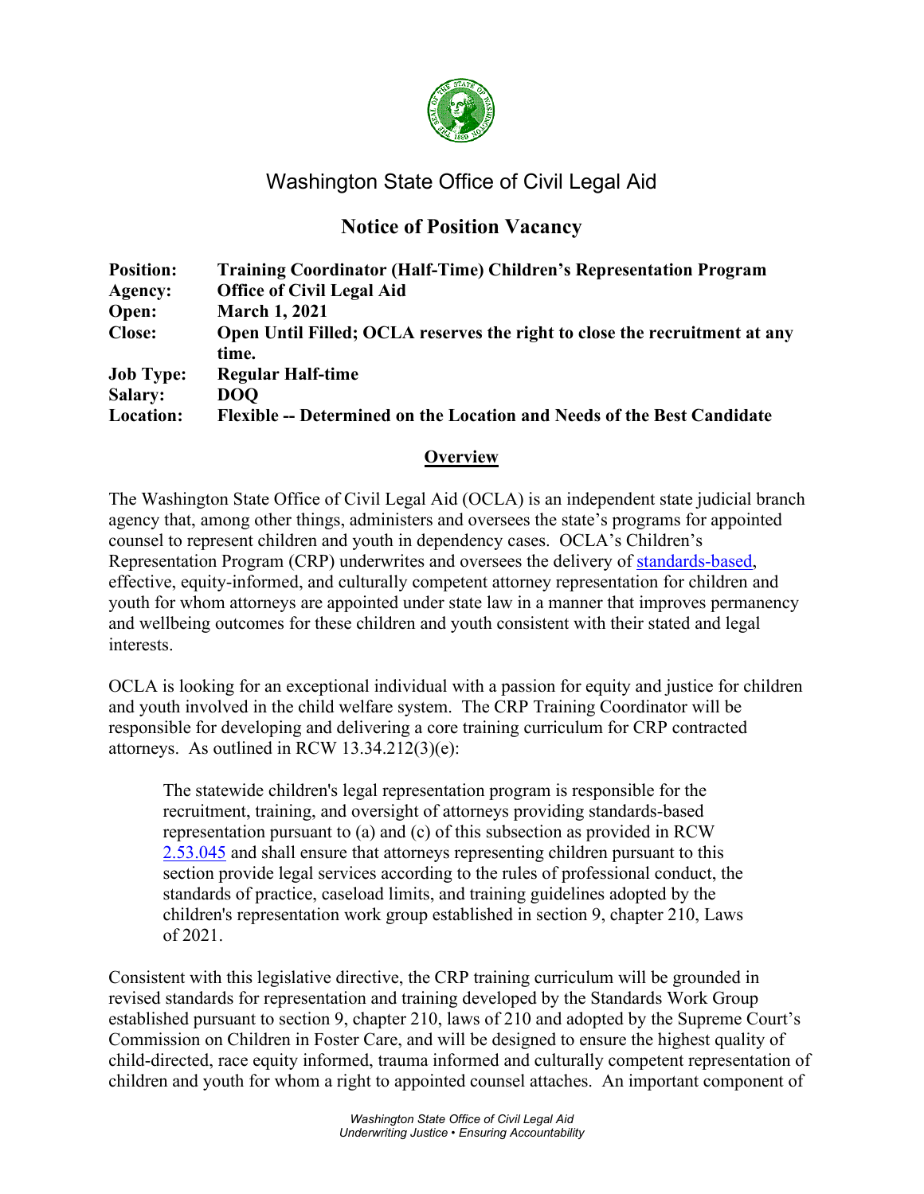# Washington State Office of Civil Legal Aid

## Notice of Position Vacancy

| | |
|---|---|
| **Position:** | **Training Coordinator (Half-Time) Children's Representation Program** |
| **Agency:** | **Office of Civil Legal Aid** |
| **Open:** | **March 1, 2021** |
| **Close:** | **Open Until Filled; OCLA reserves the right to close the recruitment at any time.** |
| **Job Type:** | **Regular Half-time** |
| **Salary:** | **DOQ** |
| **Location:** | **Flexible -- Determined on the Location and Needs of the Best Candidate** |

### Overview

The Washington State Office of Civil Legal Aid (OCLA) is an independent state judicial branch agency that, among other things, administers and oversees the state's programs for appointed counsel to represent children and youth in dependency cases. OCLA's Children's Representation Program (CRP) underwrites and oversees the delivery of standards-based, effective, equity-informed, and culturally competent attorney representation for children and youth for whom attorneys are appointed under state law in a manner that improves permanency and wellbeing outcomes for these children and youth consistent with their stated and legal interests.

OCLA is looking for an exceptional individual with a passion for equity and justice for children and youth involved in the child welfare system. The CRP Training Coordinator will be responsible for developing and delivering a core training curriculum for CRP contracted attorneys. As outlined in RCW 13.34.212(3)(e):

> The statewide children's legal representation program is responsible for the recruitment, training, and oversight of attorneys providing standards-based representation pursuant to (a) and (c) of this subsection as provided in RCW 2.53.045 and shall ensure that attorneys representing children pursuant to this section provide legal services according to the rules of professional conduct, the standards of practice, caseload limits, and training guidelines adopted by the children's representation work group established in section 9, chapter 210, Laws of 2021.

Consistent with this legislative directive, the CRP training curriculum will be grounded in revised standards for representation and training developed by the Standards Work Group established pursuant to section 9, chapter 210, laws of 210 and adopted by the Supreme Court's Commission on Children in Foster Care, and will be designed to ensure the highest quality of child-directed, race equity informed, trauma informed and culturally competent representation of children and youth for whom a right to appointed counsel attaches. An important component of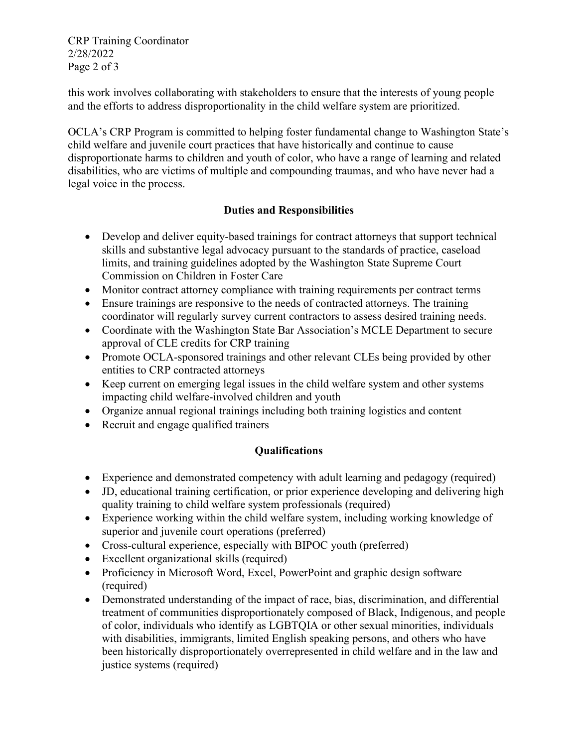this work involves collaborating with stakeholders to ensure that the interests of young people and the efforts to address disproportionality in the child welfare system are prioritized.

OCLA's CRP Program is committed to helping foster fundamental change to Washington State's child welfare and juvenile court practices that have historically and continue to cause disproportionate harms to children and youth of color, who have a range of learning and related disabilities, who are victims of multiple and compounding traumas, and who have never had a legal voice in the process.

## Duties and Responsibilities

- Develop and deliver equity-based trainings for contract attorneys that support technical skills and substantive legal advocacy pursuant to the standards of practice, caseload limits, and training guidelines adopted by the Washington State Supreme Court Commission on Children in Foster Care
- Monitor contract attorney compliance with training requirements per contract terms
- Ensure trainings are responsive to the needs of contracted attorneys. The training coordinator will regularly survey current contractors to assess desired training needs.
- Coordinate with the Washington State Bar Association's MCLE Department to secure approval of CLE credits for CRP training
- Promote OCLA-sponsored trainings and other relevant CLEs being provided by other entities to CRP contracted attorneys
- Keep current on emerging legal issues in the child welfare system and other systems impacting child welfare-involved children and youth
- Organize annual regional trainings including both training logistics and content
- Recruit and engage qualified trainers

## Qualifications

- Experience and demonstrated competency with adult learning and pedagogy (required)
- JD, educational training certification, or prior experience developing and delivering high quality training to child welfare system professionals (required)
- Experience working within the child welfare system, including working knowledge of superior and juvenile court operations (preferred)
- Cross-cultural experience, especially with BIPOC youth (preferred)
- Excellent organizational skills (required)
- Proficiency in Microsoft Word, Excel, PowerPoint and graphic design software (required)
- Demonstrated understanding of the impact of race, bias, discrimination, and differential treatment of communities disproportionately composed of Black, Indigenous, and people of color, individuals who identify as LGBTQIA or other sexual minorities, individuals with disabilities, immigrants, limited English speaking persons, and others who have been historically disproportionately overrepresented in child welfare and in the law and justice systems (required)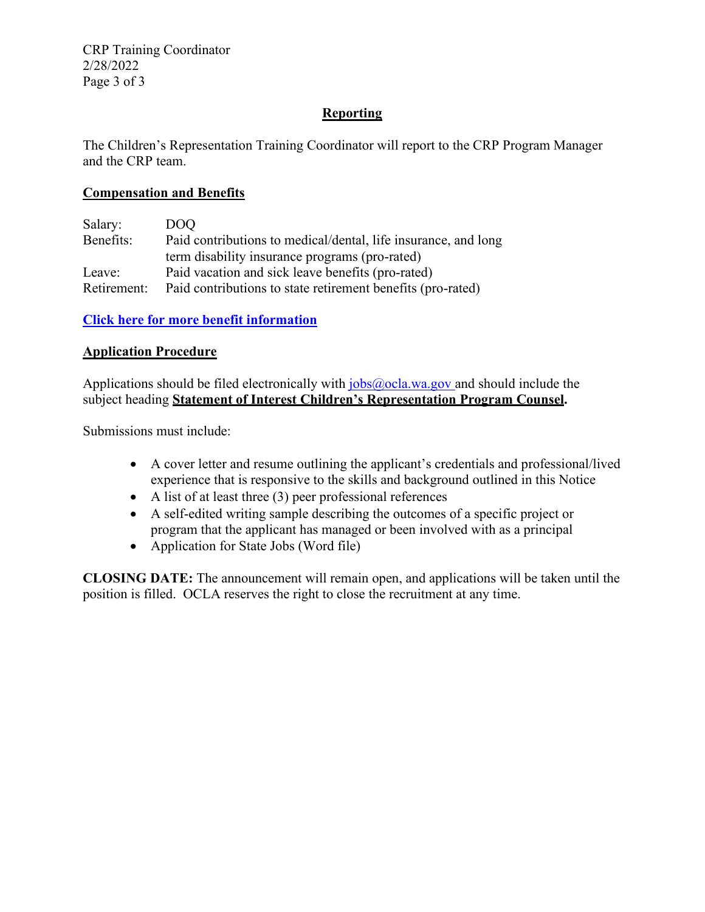## Reporting

The Children's Representation Training Coordinator will report to the CRP Program Manager and the CRP team.

### Compensation and Benefits

| | |
|---|---|
| Salary: | DOQ |
| Benefits: | Paid contributions to medical/dental, life insurance, and long term disability insurance programs (pro-rated) |
| Leave: | Paid vacation and sick leave benefits (pro-rated) |
| Retirement: | Paid contributions to state retirement benefits (pro-rated) |

**Click here for more benefit information**

### Application Procedure

Applications should be filed electronically with jobs@ocla.wa.gov and should include the subject heading **Statement of Interest Children's Representation Program Counsel.**

Submissions must include:

- A cover letter and resume outlining the applicant's credentials and professional/lived experience that is responsive to the skills and background outlined in this Notice
- A list of at least three (3) peer professional references
- A self-edited writing sample describing the outcomes of a specific project or program that the applicant has managed or been involved with as a principal
- Application for State Jobs (Word file)

**CLOSING DATE:** The announcement will remain open, and applications will be taken until the position is filled. OCLA reserves the right to close the recruitment at any time.